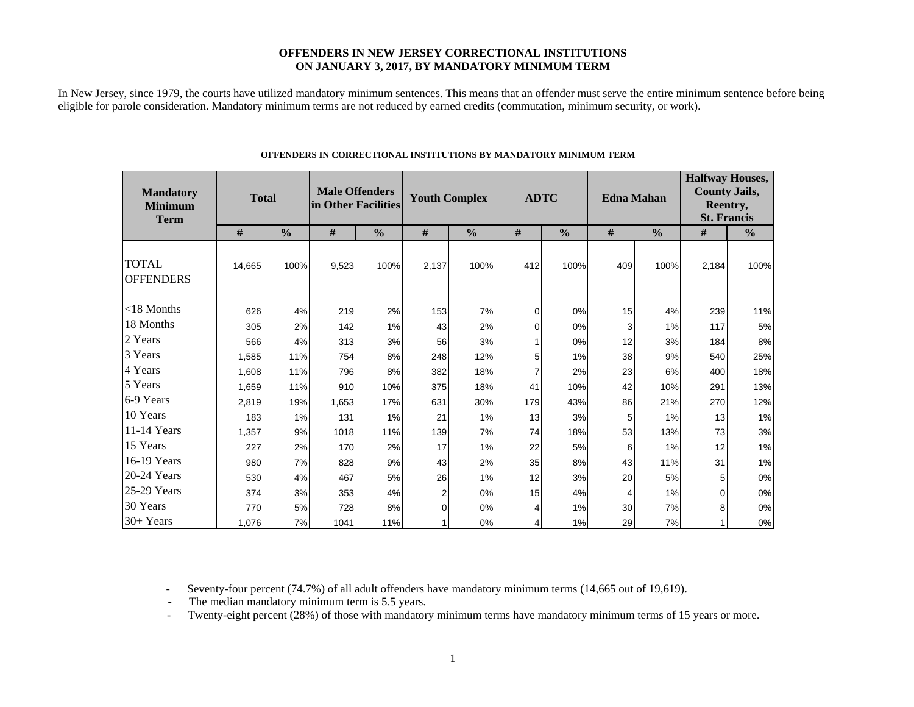# OFFENDERS IN NEW JERSEY CORRECTIONAL INSTITUTIONS ON JANUARY 3, 2017, BY MANDATORY MINIMUM TERM

In New Jersey, since 1979, the courts have utilized mandatory minimum sentences. This means that an offender must serve the entire minimum sentence before being eligible for parole consideration. Mandatory minimum terms are not reduced by earned credits (commutation, minimum security, or work).

**OFFENDERS IN CORRECTIONAL INSTITUTIONS BY MANDATORY MINIMUM TERM**

| Mandatory Minimum Term | Total | | Male Offenders in Other Facilities | | Youth Complex | | ADTC | | Edna Mahan | | Halfway Houses, County Jails, Reentry, St. Francis | |
|---|---|---|---|---|---|---|---|---|---|---|---|---|
| | # | % | # | % | # | % | # | % | # | % | # | % |
| TOTAL OFFENDERS | 14,665 | 100% | 9,523 | 100% | 2,137 | 100% | 412 | 100% | 409 | 100% | 2,184 | 100% |
| <18 Months | 626 | 4% | 219 | 2% | 153 | 7% | 0 | 0% | 15 | 4% | 239 | 11% |
| 18 Months | 305 | 2% | 142 | 1% | 43 | 2% | 0 | 0% | 3 | 1% | 117 | 5% |
| 2 Years | 566 | 4% | 313 | 3% | 56 | 3% | 1 | 0% | 12 | 3% | 184 | 8% |
| 3 Years | 1,585 | 11% | 754 | 8% | 248 | 12% | 5 | 1% | 38 | 9% | 540 | 25% |
| 4 Years | 1,608 | 11% | 796 | 8% | 382 | 18% | 7 | 2% | 23 | 6% | 400 | 18% |
| 5 Years | 1,659 | 11% | 910 | 10% | 375 | 18% | 41 | 10% | 42 | 10% | 291 | 13% |
| 6-9 Years | 2,819 | 19% | 1,653 | 17% | 631 | 30% | 179 | 43% | 86 | 21% | 270 | 12% |
| 10 Years | 183 | 1% | 131 | 1% | 21 | 1% | 13 | 3% | 5 | 1% | 13 | 1% |
| 11-14 Years | 1,357 | 9% | 1018 | 11% | 139 | 7% | 74 | 18% | 53 | 13% | 73 | 3% |
| 15 Years | 227 | 2% | 170 | 2% | 17 | 1% | 22 | 5% | 6 | 1% | 12 | 1% |
| 16-19 Years | 980 | 7% | 828 | 9% | 43 | 2% | 35 | 8% | 43 | 11% | 31 | 1% |
| 20-24 Years | 530 | 4% | 467 | 5% | 26 | 1% | 12 | 3% | 20 | 5% | 5 | 0% |
| 25-29 Years | 374 | 3% | 353 | 4% | 2 | 0% | 15 | 4% | 4 | 1% | 0 | 0% |
| 30 Years | 770 | 5% | 728 | 8% | 0 | 0% | 4 | 1% | 30 | 7% | 8 | 0% |
| 30+ Years | 1,076 | 7% | 1041 | 11% | 1 | 0% | 4 | 1% | 29 | 7% | 1 | 0% |

- Seventy-four percent (74.7%) of all adult offenders have mandatory minimum terms (14,665 out of 19,619).
- The median mandatory minimum term is 5.5 years.
- Twenty-eight percent (28%) of those with mandatory minimum terms have mandatory minimum terms of 15 years or more.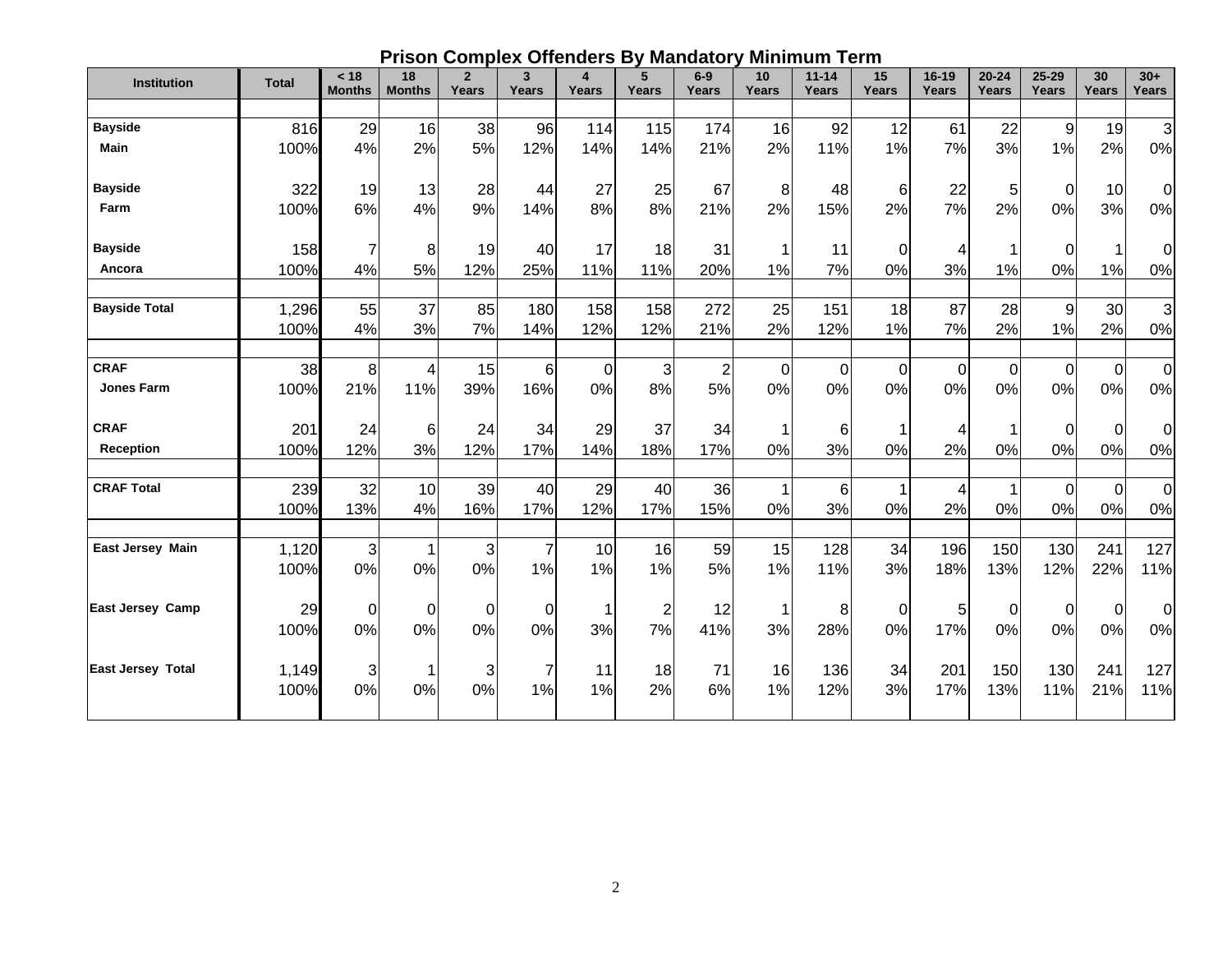## Prison Complex Offenders By Mandatory Minimum Term

| Institution | Total | < 18 Months | 18 Months | 2 Years | 3 Years | 4 Years | 5 Years | 6-9 Years | 10 Years | 11-14 Years | 15 Years | 16-19 Years | 20-24 Years | 25-29 Years | 30 Years | 30+ Years |
|---|---|---|---|---|---|---|---|---|---|---|---|---|---|---|---|---|
| **Bayside Main** | 816 | 29 | 16 | 38 | 96 | 114 | 115 | 174 | 16 | 92 | 12 | 61 | 22 | 9 | 19 | 3 |
| | 100% | 4% | 2% | 5% | 12% | 14% | 14% | 21% | 2% | 11% | 1% | 7% | 3% | 1% | 2% | 0% |
| **Bayside Farm** | 322 | 19 | 13 | 28 | 44 | 27 | 25 | 67 | 8 | 48 | 6 | 22 | 5 | 0 | 10 | 0 |
| | 100% | 6% | 4% | 9% | 14% | 8% | 8% | 21% | 2% | 15% | 2% | 7% | 2% | 0% | 3% | 0% |
| **Bayside Ancora** | 158 | 7 | 8 | 19 | 40 | 17 | 18 | 31 | 1 | 11 | 0 | 4 | 1 | 0 | 1 | 0 |
| | 100% | 4% | 5% | 12% | 25% | 11% | 11% | 20% | 1% | 7% | 0% | 3% | 1% | 0% | 1% | 0% |
| **Bayside Total** | 1,296 | 55 | 37 | 85 | 180 | 158 | 158 | 272 | 25 | 151 | 18 | 87 | 28 | 9 | 30 | 3 |
| | 100% | 4% | 3% | 7% | 14% | 12% | 12% | 21% | 2% | 12% | 1% | 7% | 2% | 1% | 2% | 0% |
| **CRAF Jones Farm** | 38 | 8 | 4 | 15 | 6 | 0 | 3 | 2 | 0 | 0 | 0 | 0 | 0 | 0 | 0 | 0 |
| | 100% | 21% | 11% | 39% | 16% | 0% | 8% | 5% | 0% | 0% | 0% | 0% | 0% | 0% | 0% | 0% |
| **CRAF Reception** | 201 | 24 | 6 | 24 | 34 | 29 | 37 | 34 | 1 | 6 | 1 | 4 | 1 | 0 | 0 | 0 |
| | 100% | 12% | 3% | 12% | 17% | 14% | 18% | 17% | 0% | 3% | 0% | 2% | 0% | 0% | 0% | 0% |
| **CRAF Total** | 239 | 32 | 10 | 39 | 40 | 29 | 40 | 36 | 1 | 6 | 1 | 4 | 1 | 0 | 0 | 0 |
| | 100% | 13% | 4% | 16% | 17% | 12% | 17% | 15% | 0% | 3% | 0% | 2% | 0% | 0% | 0% | 0% |
| **East Jersey Main** | 1,120 | 3 | 1 | 3 | 7 | 10 | 16 | 59 | 15 | 128 | 34 | 196 | 150 | 130 | 241 | 127 |
| | 100% | 0% | 0% | 0% | 1% | 1% | 1% | 5% | 1% | 11% | 3% | 18% | 13% | 12% | 22% | 11% |
| **East Jersey Camp** | 29 | 0 | 0 | 0 | 0 | 1 | 2 | 12 | 1 | 8 | 0 | 5 | 0 | 0 | 0 | 0 |
| | 100% | 0% | 0% | 0% | 0% | 3% | 7% | 41% | 3% | 28% | 0% | 17% | 0% | 0% | 0% | 0% |
| **East Jersey Total** | 1,149 | 3 | 1 | 3 | 7 | 11 | 18 | 71 | 16 | 136 | 34 | 201 | 150 | 130 | 241 | 127 |
| | 100% | 0% | 0% | 0% | 1% | 1% | 2% | 6% | 1% | 12% | 3% | 17% | 13% | 11% | 21% | 11% |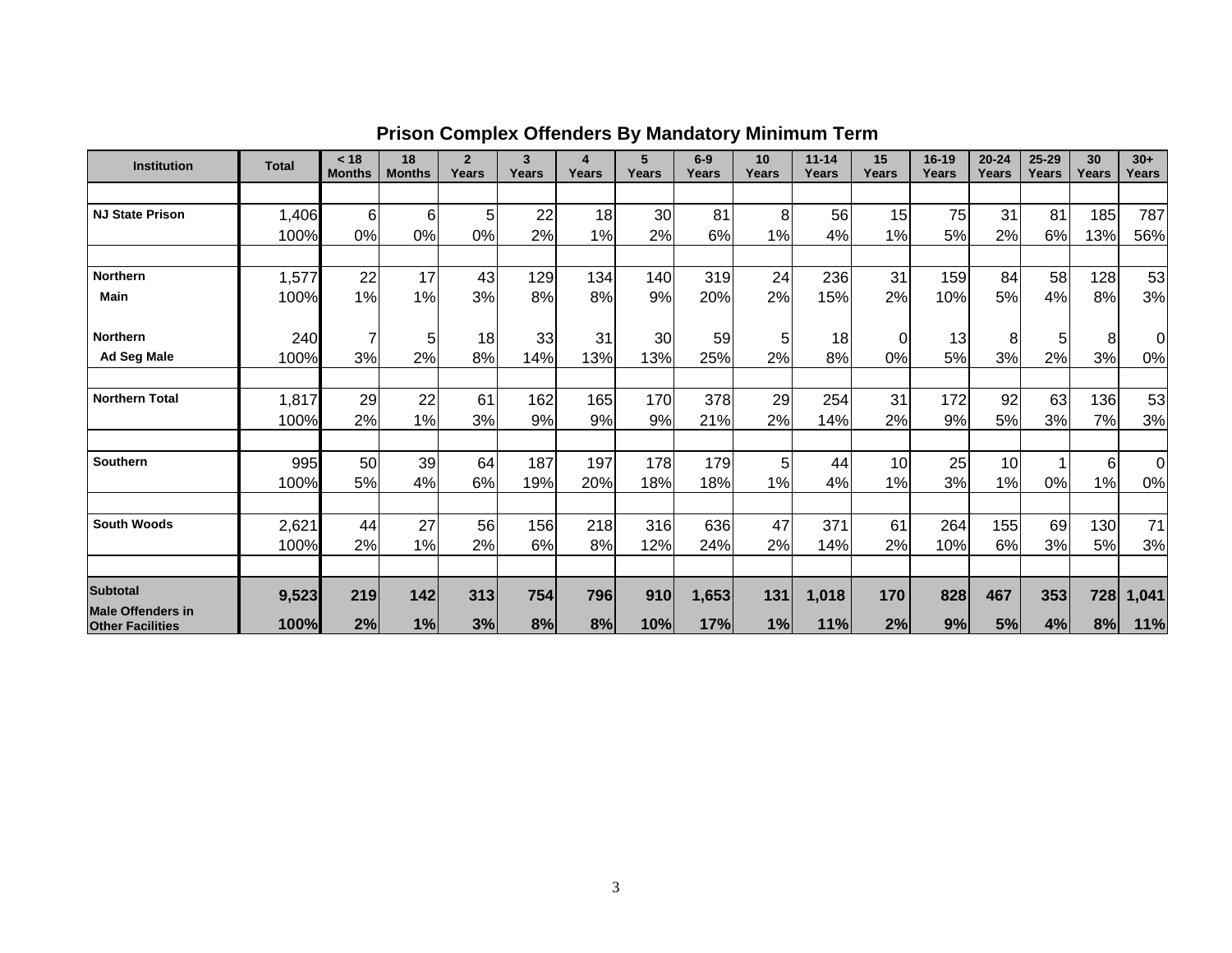## Prison Complex Offenders By Mandatory Minimum Term

| Institution | Total | < 18 Months | 18 Months | 2 Years | 3 Years | 4 Years | 5 Years | 6-9 Years | 10 Years | 11-14 Years | 15 Years | 16-19 Years | 20-24 Years | 25-29 Years | 30 Years | 30+ Years |
|---|---|---|---|---|---|---|---|---|---|---|---|---|---|---|---|---|
| **NJ State Prison** | 1,406 | 6 | 6 | 5 | 22 | 18 | 30 | 81 | 8 | 56 | 15 | 75 | 31 | 81 | 185 | 787 |
| | 100% | 0% | 0% | 0% | 2% | 1% | 2% | 6% | 1% | 4% | 1% | 5% | 2% | 6% | 13% | 56% |
| **Northern Main** | 1,577 | 22 | 17 | 43 | 129 | 134 | 140 | 319 | 24 | 236 | 31 | 159 | 84 | 58 | 128 | 53 |
| | 100% | 1% | 1% | 3% | 8% | 8% | 9% | 20% | 2% | 15% | 2% | 10% | 5% | 4% | 8% | 3% |
| **Northern Ad Seg Male** | 240 | 7 | 5 | 18 | 33 | 31 | 30 | 59 | 5 | 18 | 0 | 13 | 8 | 5 | 8 | 0 |
| | 100% | 3% | 2% | 8% | 14% | 13% | 13% | 25% | 2% | 8% | 0% | 5% | 3% | 2% | 3% | 0% |
| **Northern Total** | 1,817 | 29 | 22 | 61 | 162 | 165 | 170 | 378 | 29 | 254 | 31 | 172 | 92 | 63 | 136 | 53 |
| | 100% | 2% | 1% | 3% | 9% | 9% | 9% | 21% | 2% | 14% | 2% | 9% | 5% | 3% | 7% | 3% |
| **Southern** | 995 | 50 | 39 | 64 | 187 | 197 | 178 | 179 | 5 | 44 | 10 | 25 | 10 | 1 | 6 | 0 |
| | 100% | 5% | 4% | 6% | 19% | 20% | 18% | 18% | 1% | 4% | 1% | 3% | 1% | 0% | 1% | 0% |
| **South Woods** | 2,621 | 44 | 27 | 56 | 156 | 218 | 316 | 636 | 47 | 371 | 61 | 264 | 155 | 69 | 130 | 71 |
| | 100% | 2% | 1% | 2% | 6% | 8% | 12% | 24% | 2% | 14% | 2% | 10% | 6% | 3% | 5% | 3% |
| **Subtotal Male Offenders in Other Facilities** | **9,523** | **219** | **142** | **313** | **754** | **796** | **910** | **1,653** | **131** | **1,018** | **170** | **828** | **467** | **353** | **728** | **1,041** |
| | **100%** | **2%** | **1%** | **3%** | **8%** | **8%** | **10%** | **17%** | **1%** | **11%** | **2%** | **9%** | **5%** | **4%** | **8%** | **11%** |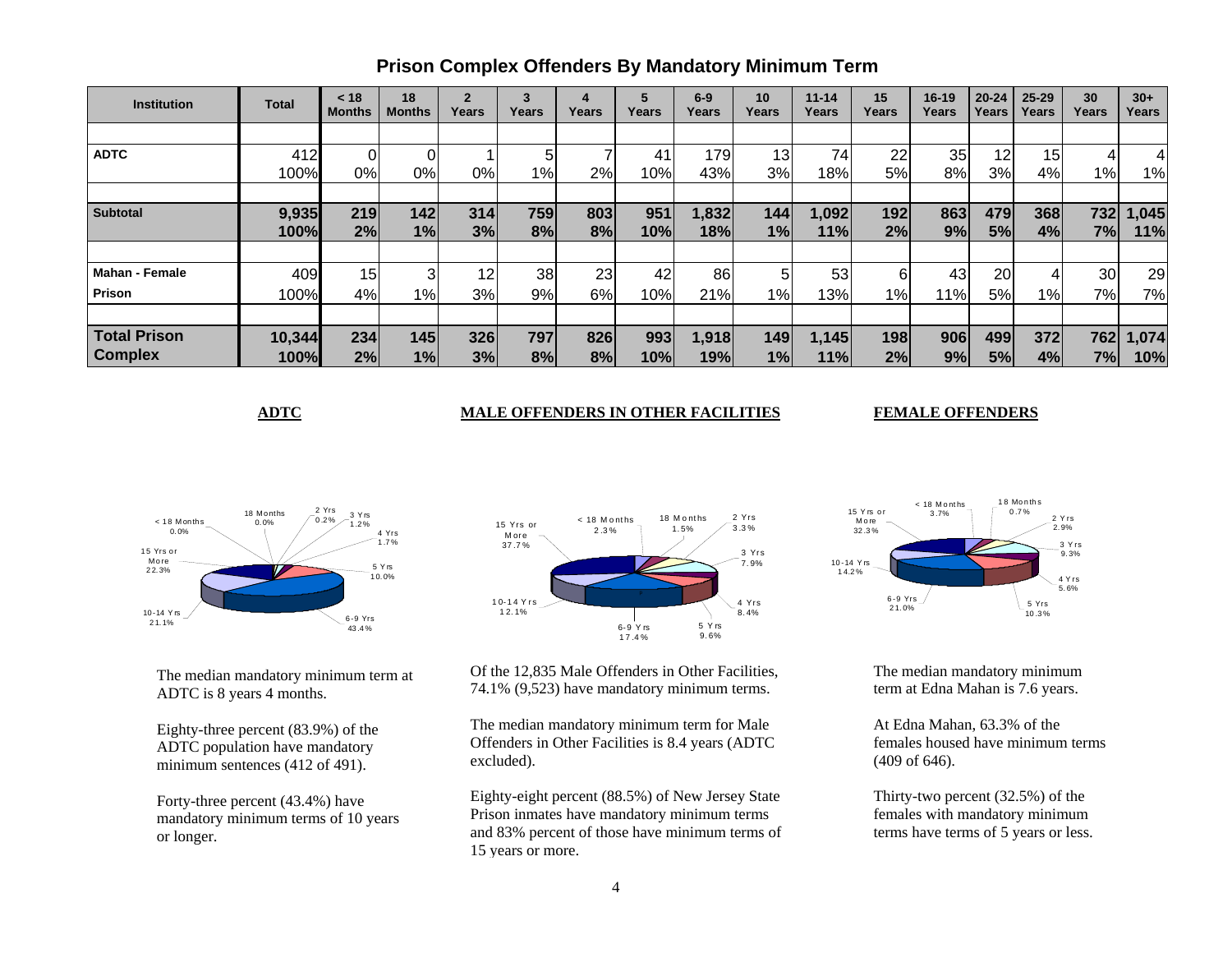# Prison Complex Offenders By Mandatory Minimum Term

| Institution | Total | < 18 Months | 18 Months | 2 Years | 3 Years | 4 Years | 5 Years | 6-9 Years | 10 Years | 11-14 Years | 15 Years | 16-19 Years | 20-24 Years | 25-29 Years | 30 Years | 30+ Years |
|---|---|---|---|---|---|---|---|---|---|---|---|---|---|---|---|---|
| **ADTC** | 412 | 0 | 0 | 1 | 5 | 7 | 41 | 179 | 13 | 74 | 22 | 35 | 12 | 15 | 4 | 4 |
| | 100% | 0% | 0% | 0% | 1% | 2% | 10% | 43% | 3% | 18% | 5% | 8% | 3% | 4% | 1% | 1% |
| **Subtotal** | **9,935** | **219** | **142** | **314** | **759** | **803** | **951** | **1,832** | **144** | **1,092** | **192** | **863** | **479** | **368** | **732** | **1,045** |
| | **100%** | **2%** | **1%** | **3%** | **8%** | **8%** | **10%** | **18%** | **1%** | **11%** | **2%** | **9%** | **5%** | **4%** | **7%** | **11%** |
| **Mahan - Female** | 409 | 15 | 3 | 12 | 38 | 23 | 42 | 86 | 5 | 53 | 6 | 43 | 20 | 4 | 30 | 29 |
| **Prison** | 100% | 4% | 1% | 3% | 9% | 6% | 10% | 21% | 1% | 13% | 1% | 11% | 5% | 1% | 7% | 7% |
| **Total Prison Complex** | **10,344** | **234** | **145** | **326** | **797** | **826** | **993** | **1,918** | **149** | **1,145** | **198** | **906** | **499** | **372** | **762** | **1,074** |
| | **100%** | **2%** | **1%** | **3%** | **8%** | **8%** | **10%** | **19%** | **1%** | **11%** | **2%** | **9%** | **5%** | **4%** | **7%** | **10%** |

## ADTC

The median mandatory minimum term at ADTC is 8 years 4 months.

Eighty-three percent (83.9%) of the ADTC population have mandatory minimum sentences (412 of 491).

Forty-three percent (43.4%) have mandatory minimum terms of 10 years or longer.

## MALE OFFENDERS IN OTHER FACILITIES

Of the 12,835 Male Offenders in Other Facilities, 74.1% (9,523) have mandatory minimum terms.

The median mandatory minimum term for Male Offenders in Other Facilities is 8.4 years (ADTC excluded).

Eighty-eight percent (88.5%) of New Jersey State Prison inmates have mandatory minimum terms and 83% percent of those have minimum terms of 15 years or more.

## FEMALE OFFENDERS

The median mandatory minimum term at Edna Mahan is 7.6 years.

At Edna Mahan, 63.3% of the females housed have minimum terms (409 of 646).

Thirty-two percent (32.5%) of the females with mandatory minimum terms have terms of 5 years or less.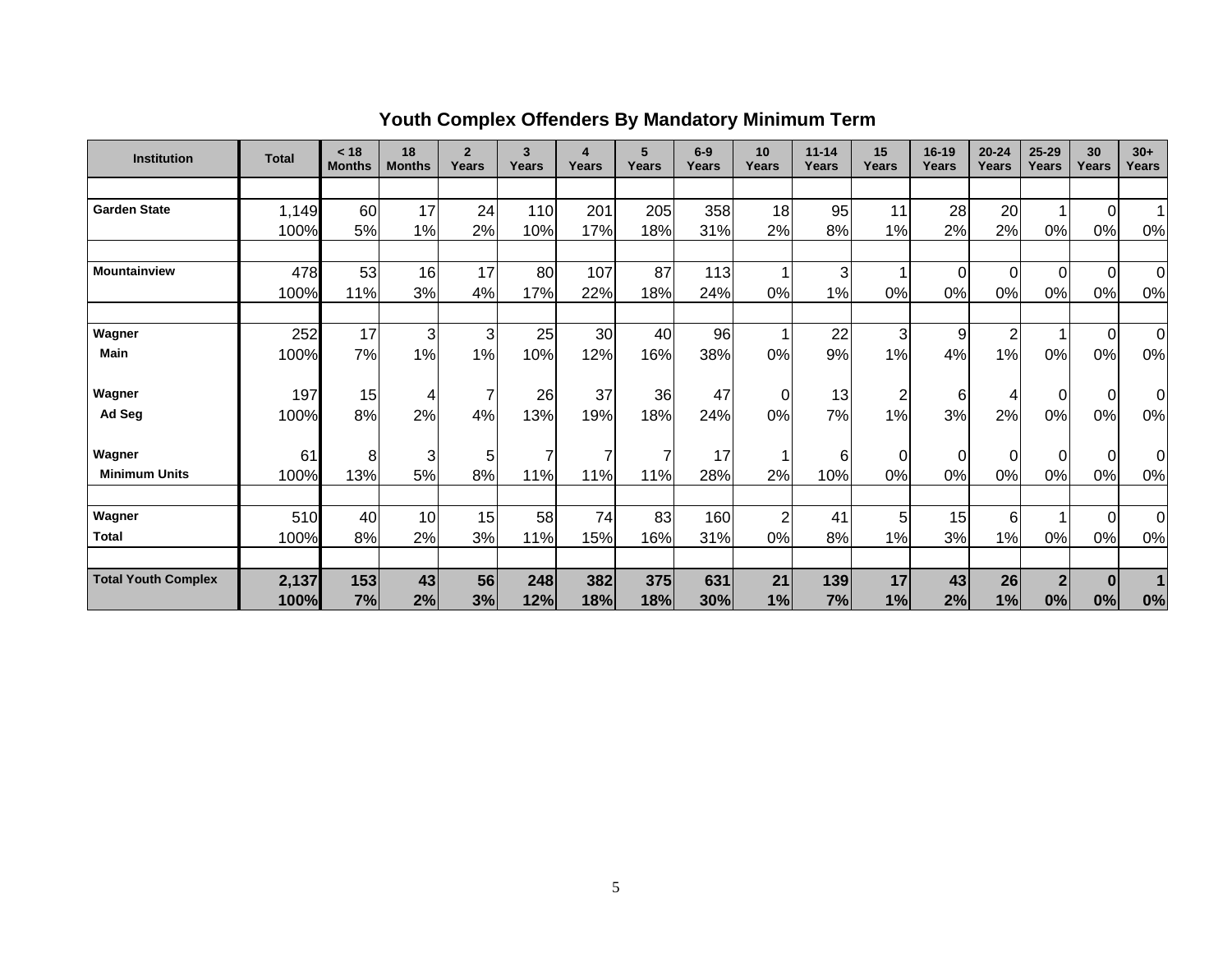## Youth Complex Offenders By Mandatory Minimum Term

| Institution | Total | < 18 Months | 18 Months | 2 Years | 3 Years | 4 Years | 5 Years | 6-9 Years | 10 Years | 11-14 Years | 15 Years | 16-19 Years | 20-24 Years | 25-29 Years | 30 Years | 30+ Years |
|---|---|---|---|---|---|---|---|---|---|---|---|---|---|---|---|---|
| **Garden State** | 1,149 | 60 | 17 | 24 | 110 | 201 | 205 | 358 | 18 | 95 | 11 | 28 | 20 | 1 | 0 | 1 |
| | 100% | 5% | 1% | 2% | 10% | 17% | 18% | 31% | 2% | 8% | 1% | 2% | 2% | 0% | 0% | 0% |
| **Mountainview** | 478 | 53 | 16 | 17 | 80 | 107 | 87 | 113 | 1 | 3 | 1 | 0 | 0 | 0 | 0 | 0 |
| | 100% | 11% | 3% | 4% | 17% | 22% | 18% | 24% | 0% | 1% | 0% | 0% | 0% | 0% | 0% | 0% |
| **Wagner** | 252 | 17 | 3 | 3 | 25 | 30 | 40 | 96 | 1 | 22 | 3 | 9 | 2 | 1 | 0 | 0 |
| **Main** | 100% | 7% | 1% | 1% | 10% | 12% | 16% | 38% | 0% | 9% | 1% | 4% | 1% | 0% | 0% | 0% |
| **Wagner** | 197 | 15 | 4 | 7 | 26 | 37 | 36 | 47 | 0 | 13 | 2 | 6 | 4 | 0 | 0 | 0 |
| **Ad Seg** | 100% | 8% | 2% | 4% | 13% | 19% | 18% | 24% | 0% | 7% | 1% | 3% | 2% | 0% | 0% | 0% |
| **Wagner** | 61 | 8 | 3 | 5 | 7 | 7 | 7 | 17 | 1 | 6 | 0 | 0 | 0 | 0 | 0 | 0 |
| **Minimum Units** | 100% | 13% | 5% | 8% | 11% | 11% | 11% | 28% | 2% | 10% | 0% | 0% | 0% | 0% | 0% | 0% |
| **Wagner** | 510 | 40 | 10 | 15 | 58 | 74 | 83 | 160 | 2 | 41 | 5 | 15 | 6 | 1 | 0 | 0 |
| **Total** | 100% | 8% | 2% | 3% | 11% | 15% | 16% | 31% | 0% | 8% | 1% | 3% | 1% | 0% | 0% | 0% |
| **Total Youth Complex** | **2,137** | **153** | **43** | **56** | **248** | **382** | **375** | **631** | **21** | **139** | **17** | **43** | **26** | **2** | **0** | **1** |
| | **100%** | **7%** | **2%** | **3%** | **12%** | **18%** | **18%** | **30%** | **1%** | **7%** | **1%** | **2%** | **1%** | **0%** | **0%** | **0%** |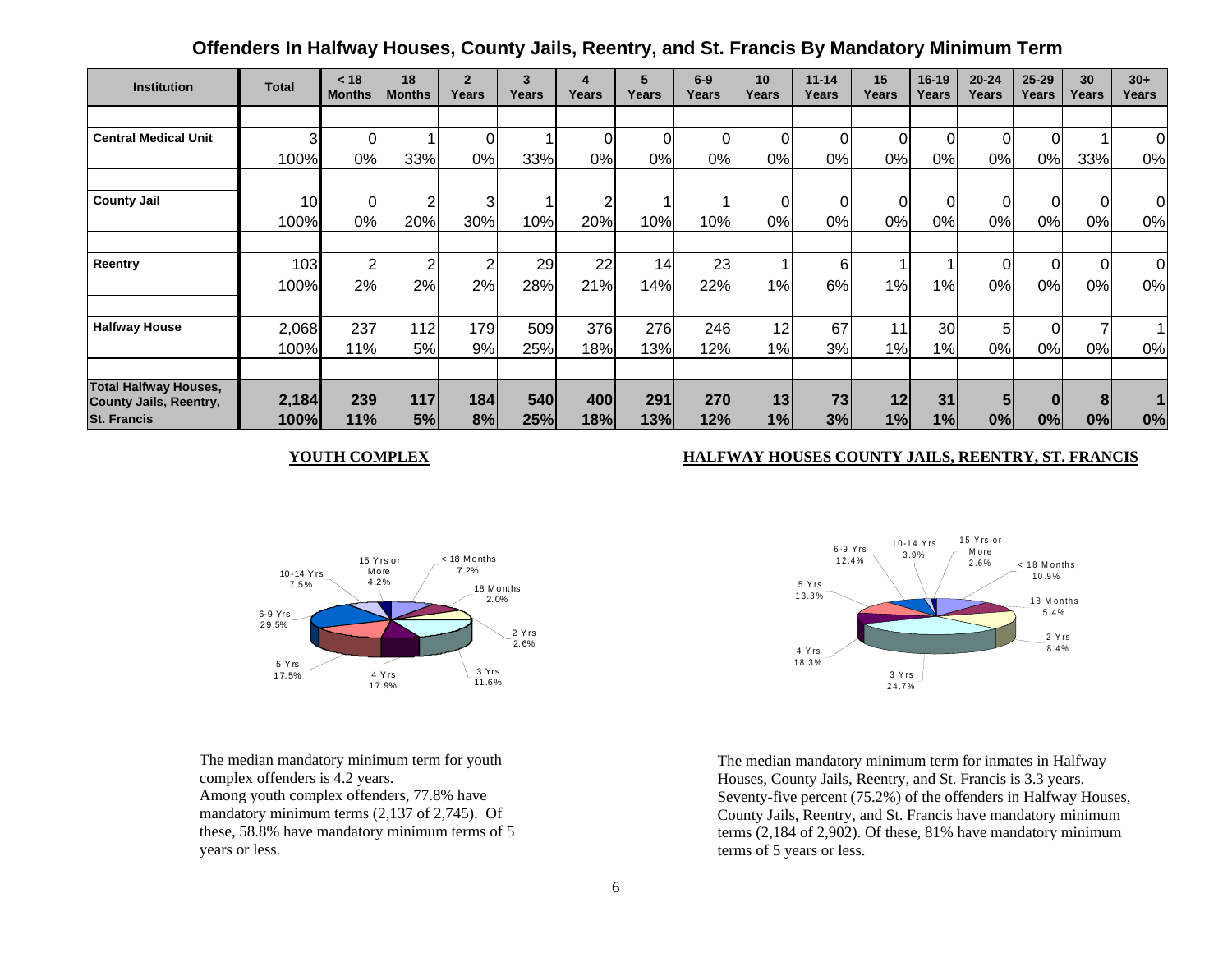## Offenders In Halfway Houses, County Jails, Reentry, and St. Francis By Mandatory Minimum Term

| Institution | Total | < 18 Months | 18 Months | 2 Years | 3 Years | 4 Years | 5 Years | 6-9 Years | 10 Years | 11-14 Years | 15 Years | 16-19 Years | 20-24 Years | 25-29 Years | 30 Years | 30+ Years |
|---|---|---|---|---|---|---|---|---|---|---|---|---|---|---|---|---|
| **Central Medical Unit** | 3 | 0 | 1 | 0 | 1 | 0 | 0 | 0 | 0 | 0 | 0 | 0 | 0 | 0 | 1 | 0 |
| | 100% | 0% | 33% | 0% | 33% | 0% | 0% | 0% | 0% | 0% | 0% | 0% | 0% | 0% | 33% | 0% |
| **County Jail** | 10 | 0 | 2 | 3 | 1 | 2 | 1 | 1 | 0 | 0 | 0 | 0 | 0 | 0 | 0 | 0 |
| | 100% | 0% | 20% | 30% | 10% | 20% | 10% | 10% | 0% | 0% | 0% | 0% | 0% | 0% | 0% | 0% |
| **Reentry** | 103 | 2 | 2 | 2 | 29 | 22 | 14 | 23 | 1 | 6 | 1 | 1 | 0 | 0 | 0 | 0 |
| | 100% | 2% | 2% | 2% | 28% | 21% | 14% | 22% | 1% | 6% | 1% | 1% | 0% | 0% | 0% | 0% |
| **Halfway House** | 2,068 | 237 | 112 | 179 | 509 | 376 | 276 | 246 | 12 | 67 | 11 | 30 | 5 | 0 | 7 | 1 |
| | 100% | 11% | 5% | 9% | 25% | 18% | 13% | 12% | 1% | 3% | 1% | 1% | 0% | 0% | 0% | 0% |
| **Total Halfway Houses, County Jails, Reentry, St. Francis** | **2,184** | **239** | **117** | **184** | **540** | **400** | **291** | **270** | **13** | **73** | **12** | **31** | **5** | **0** | **8** | **1** |
| | **100%** | **11%** | **5%** | **8%** | **25%** | **18%** | **13%** | **12%** | **1%** | **3%** | **1%** | **1%** | **0%** | **0%** | **0%** | **0%** |

**YOUTH COMPLEX**

< 18 Months 7.2%
18 Months 2.0%
2 Yrs 2.6%
3 Yrs 11.6%
4 Yrs 17.9%
5 Yrs 17.5%
6-9 Yrs 29.5%
10-14 Yrs 7.5%
15 Yrs or More 4.2%

The median mandatory minimum term for youth complex offenders is 4.2 years. Among youth complex offenders, 77.8% have mandatory minimum terms (2,137 of 2,745). Of these, 58.8% have mandatory minimum terms of 5 years or less.

**HALFWAY HOUSES COUNTY JAILS, REENTRY, ST. FRANCIS**

< 18 Months 10.9%
18 Months 5.4%
2 Yrs 8.4%
3 Yrs 24.7%
4 Yrs 18.3%
5 Yrs 13.3%
6-9 Yrs 12.4%
10-14 Yrs 3.9%
15 Yrs or More 2.6%

The median mandatory minimum term for inmates in Halfway Houses, County Jails, Reentry, and St. Francis is 3.3 years. Seventy-five percent (75.2%) of the offenders in Halfway Houses, County Jails, Reentry, and St. Francis have mandatory minimum terms (2,184 of 2,902). Of these, 81% have mandatory minimum terms of 5 years or less.